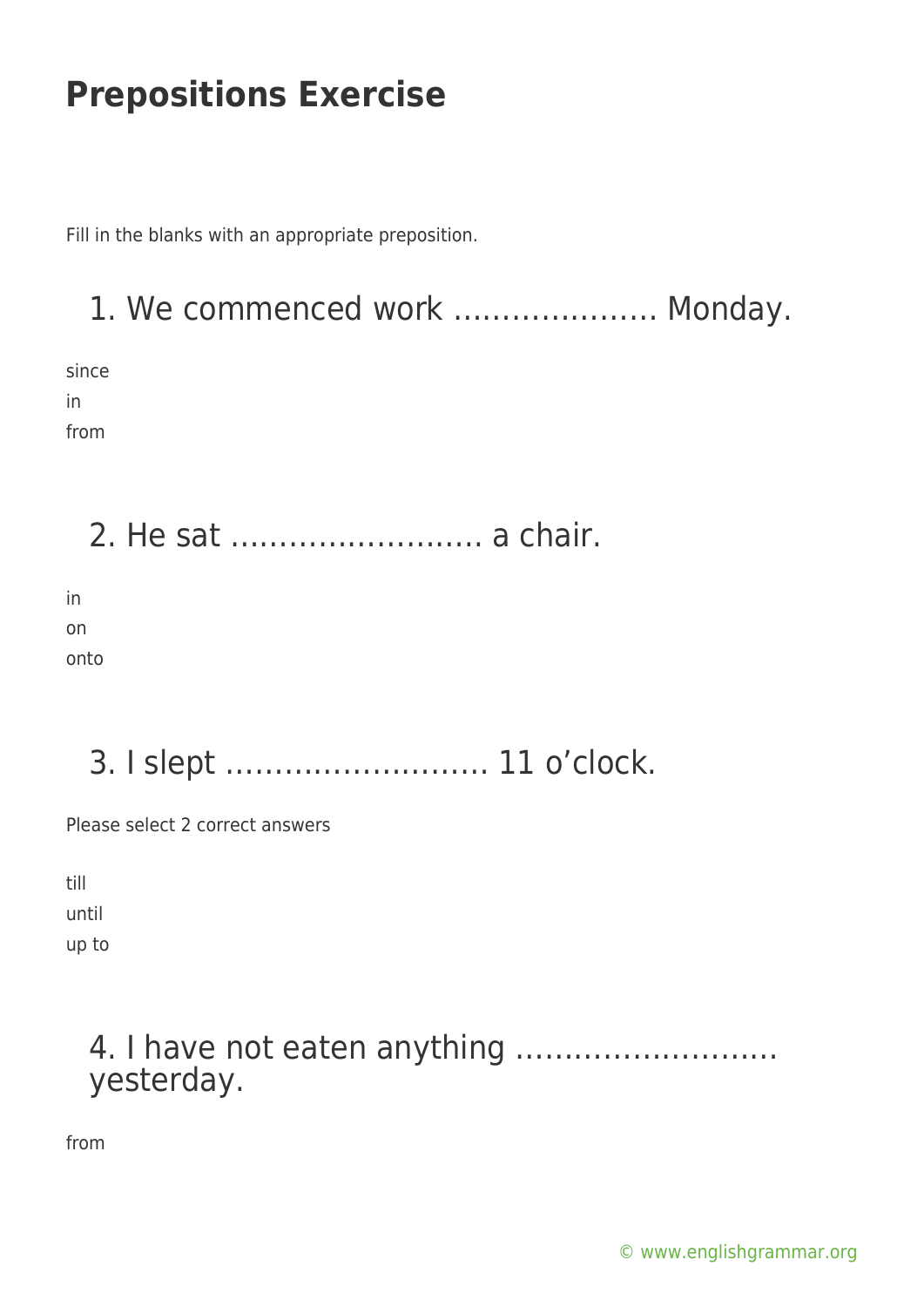# Prepositions Exercise

Fill in the blanks with an appropriate preposition.

## 1. We commenced work ………………… Monday.

since
in
from

## 2. He sat …………………….. a chair.

in
on
onto

## 3. I slept ……………………… 11 o'clock.

Please select 2 correct answers

till
until
up to

## 4. I have not eaten anything ……………………… yesterday.

from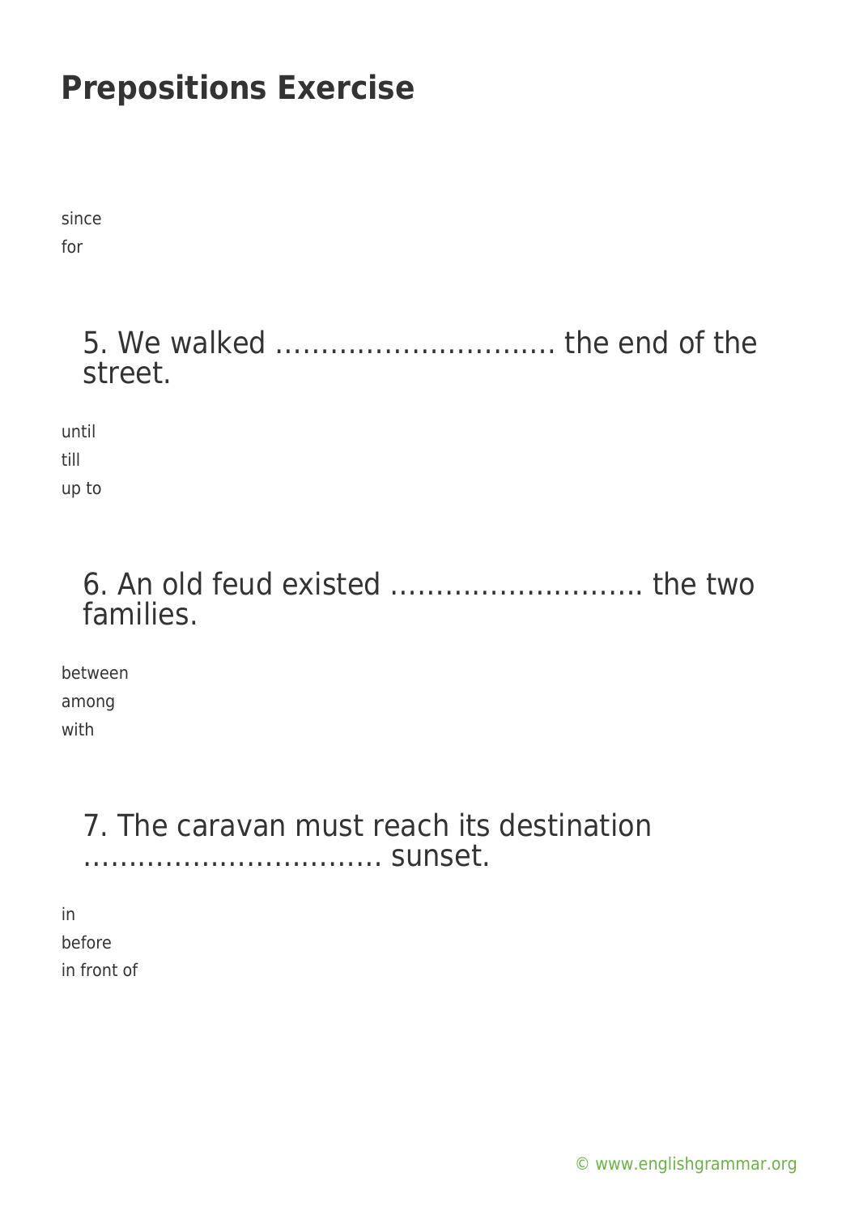## Prepositions Exercise

since
for

### 5. We walked ………………………… the end of the street.

until
till
up to

### 6. An old feud existed ……………………… the two families.

between
among
with

### 7. The caravan must reach its destination …………………………… sunset.

in
before
in front of

© www.englishgrammar.org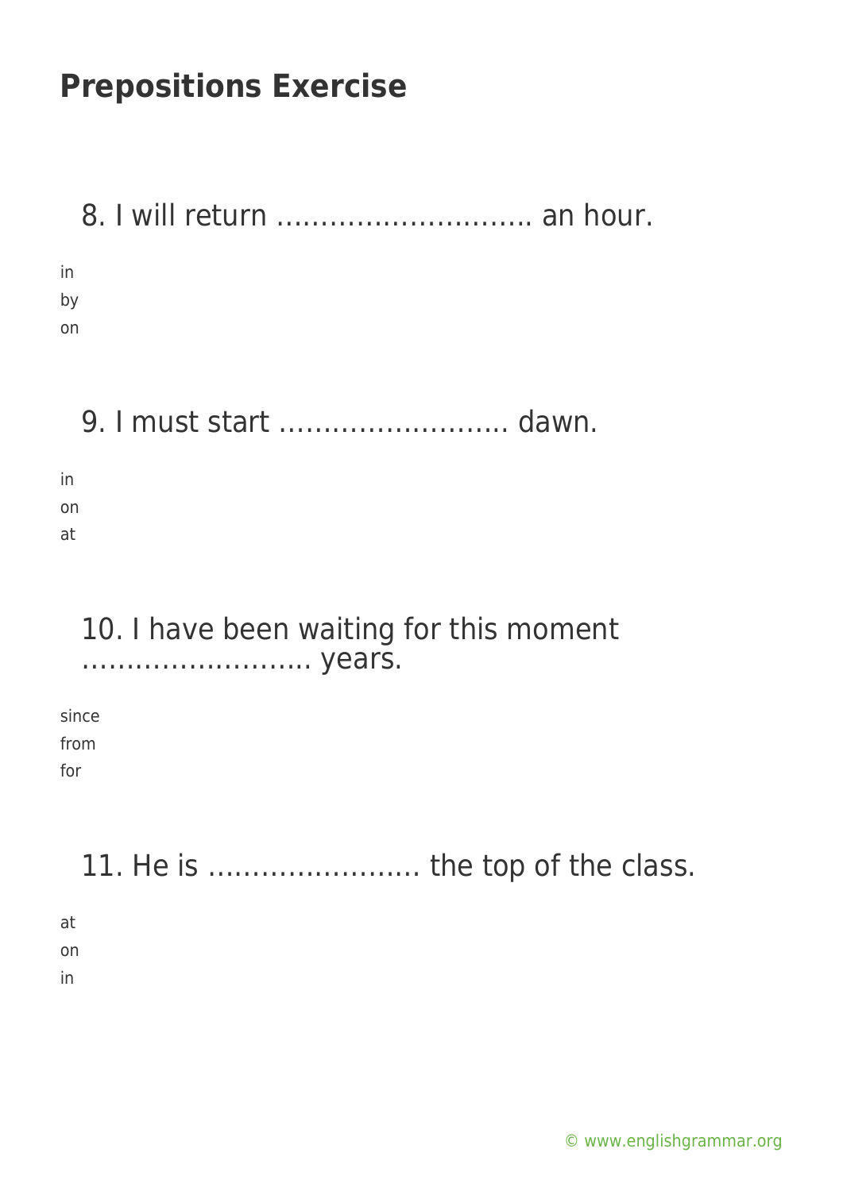# Prepositions Exercise

8. I will return ……………………….. an hour.

in
by
on

9. I must start …………………….. dawn.

in
on
at

10. I have been waiting for this moment …………………….. years.

since
from
for

11. He is …………………… the top of the class.

at
on
in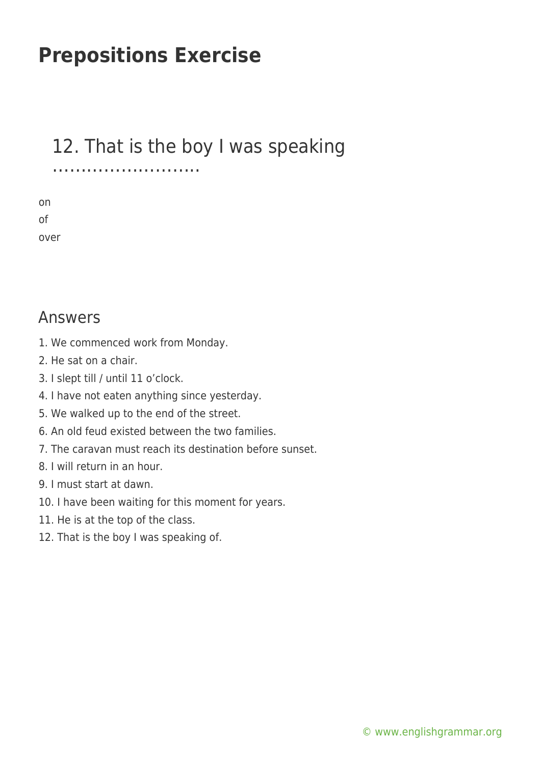# Prepositions Exercise

## 12. That is the boy I was speaking ……………………..

on

of

over

## Answers

1. We commenced work from Monday.
2. He sat on a chair.
3. I slept till / until 11 o'clock.
4. I have not eaten anything since yesterday.
5. We walked up to the end of the street.
6. An old feud existed between the two families.
7. The caravan must reach its destination before sunset.
8. I will return in an hour.
9. I must start at dawn.
10. I have been waiting for this moment for years.
11. He is at the top of the class.
12. That is the boy I was speaking of.

© www.englishgrammar.org